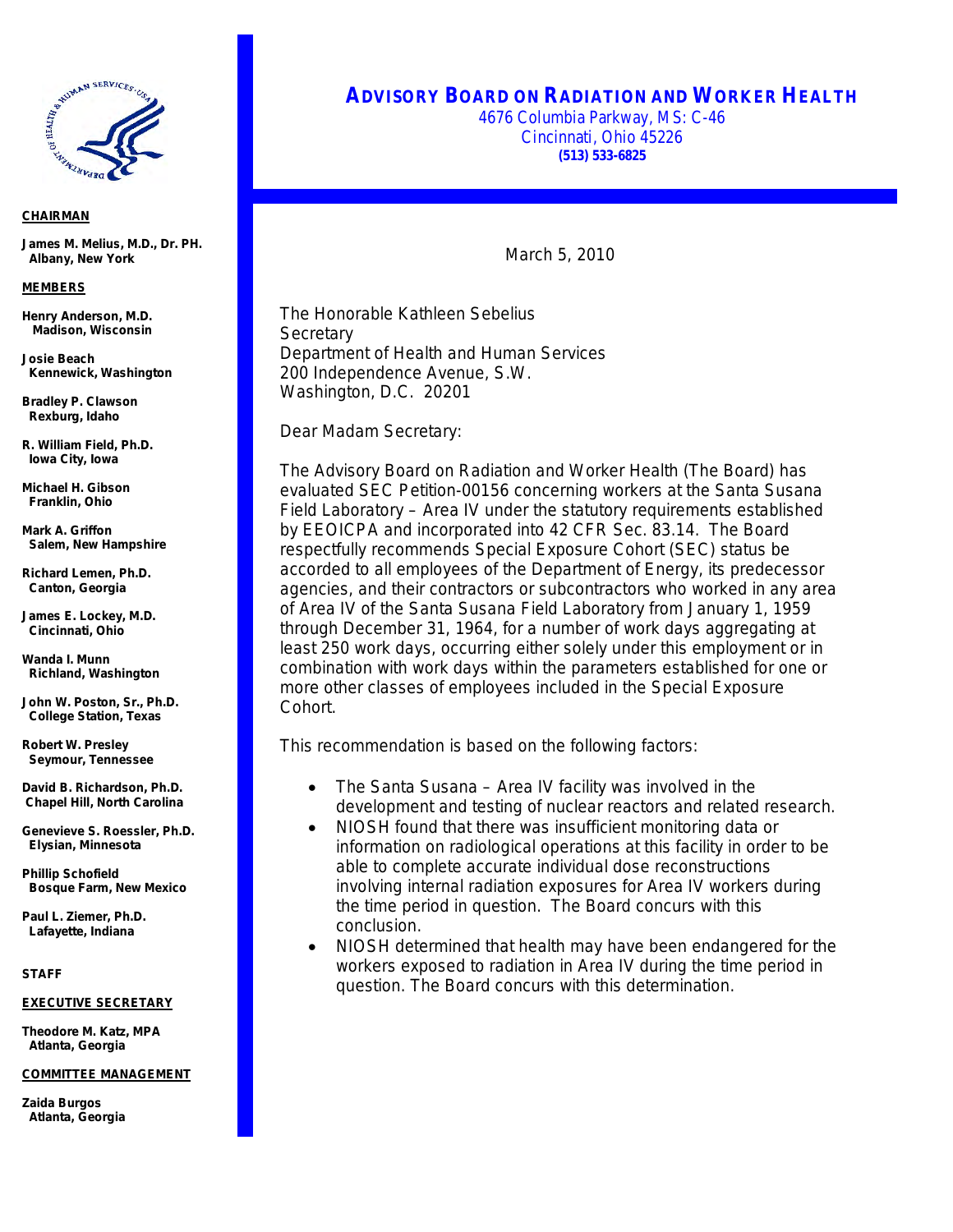# ADVISORY BOARD ON RADIATION AND WORKER HEALTH

4676 Columbia Parkway, MS: C-46
Cincinnati, Ohio 45226
**(513) 533-6825**

**CHAIRMAN**

**James M. Melius, M.D., Dr. PH.**
**Albany, New York**

**MEMBERS**

**Henry Anderson, M.D.**
**Madison, Wisconsin**

**Josie Beach**
**Kennewick, Washington**

**Bradley P. Clawson**
**Rexburg, Idaho**

**R. William Field, Ph.D.**
**Iowa City, Iowa**

**Michael H. Gibson**
**Franklin, Ohio**

**Mark A. Griffon**
**Salem, New Hampshire**

**Richard Lemen, Ph.D.**
**Canton, Georgia**

**James E. Lockey, M.D.**
**Cincinnati, Ohio**

**Wanda I. Munn**
**Richland, Washington**

**John W. Poston, Sr., Ph.D.**
**College Station, Texas**

**Robert W. Presley**
**Seymour, Tennessee**

**David B. Richardson, Ph.D.**
**Chapel Hill, North Carolina**

**Genevieve S. Roessler, Ph.D.**
**Elysian, Minnesota**

**Phillip Schofield**
**Bosque Farm, New Mexico**

**Paul L. Ziemer, Ph.D.**
**Lafayette, Indiana**

**STAFF**

**EXECUTIVE SECRETARY**

**Theodore M. Katz, MPA**
**Atlanta, Georgia**

**COMMITTEE MANAGEMENT**

**Zaida Burgos**
**Atlanta, Georgia**

March 5, 2010

The Honorable Kathleen Sebelius
Secretary
Department of Health and Human Services
200 Independence Avenue, S.W.
Washington, D.C. 20201

Dear Madam Secretary:

The Advisory Board on Radiation and Worker Health (The Board) has evaluated SEC Petition-00156 concerning workers at the Santa Susana Field Laboratory – Area IV under the statutory requirements established by EEOICPA and incorporated into 42 CFR Sec. 83.14. The Board respectfully recommends Special Exposure Cohort (SEC) status be accorded to all employees of the Department of Energy, its predecessor agencies, and their contractors or subcontractors who worked in any area of Area IV of the Santa Susana Field Laboratory from January 1, 1959 through December 31, 1964, for a number of work days aggregating at least 250 work days, occurring either solely under this employment or in combination with work days within the parameters established for one or more other classes of employees included in the Special Exposure Cohort.

This recommendation is based on the following factors:

- The Santa Susana – Area IV facility was involved in the development and testing of nuclear reactors and related research.
- NIOSH found that there was insufficient monitoring data or information on radiological operations at this facility in order to be able to complete accurate individual dose reconstructions involving internal radiation exposures for Area IV workers during the time period in question. The Board concurs with this conclusion.
- NIOSH determined that health may have been endangered for the workers exposed to radiation in Area IV during the time period in question. The Board concurs with this determination.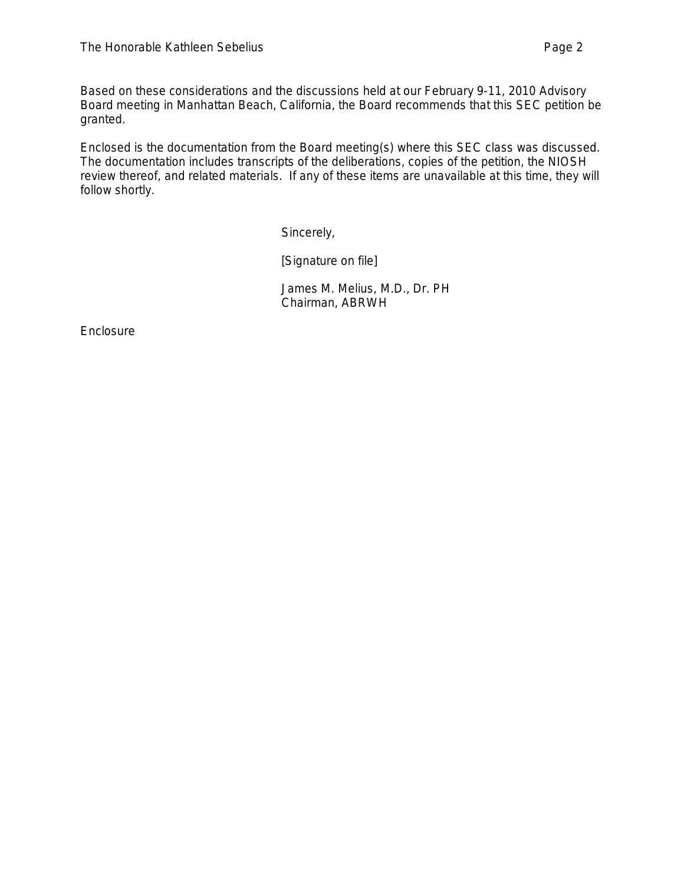Based on these considerations and the discussions held at our February 9-11, 2010 Advisory Board meeting in Manhattan Beach, California, the Board recommends that this SEC petition be granted.

Enclosed is the documentation from the Board meeting(s) where this SEC class was discussed. The documentation includes transcripts of the deliberations, copies of the petition, the NIOSH review thereof, and related materials. If any of these items are unavailable at this time, they will follow shortly.

Sincerely,

[Signature on file]

James M. Melius, M.D., Dr. PH
Chairman, ABRWH

Enclosure